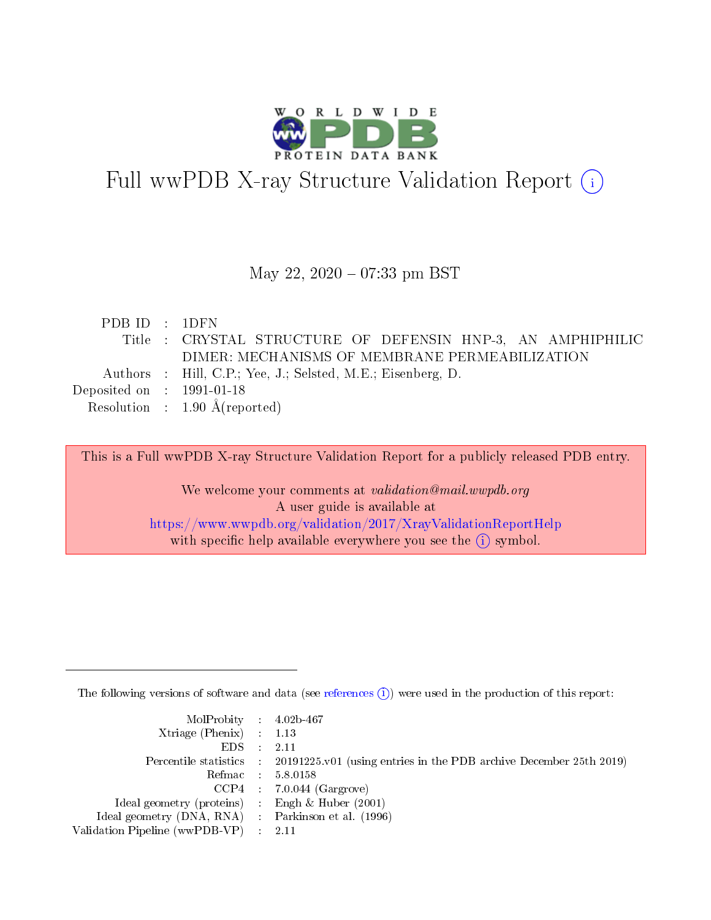# Full wwPDB X-ray Structure Validation Report

May 22, 2020 – 07:33 pm BST

| | | |
|---|---|---|
| PDB ID | : | 1DFN |
| Title | : | CRYSTAL STRUCTURE OF DEFENSIN HNP-3, AN AMPHIPHILIC DIMER: MECHANISMS OF MEMBRANE PERMEABILIZATION |
| Authors | : | Hill, C.P.; Yee, J.; Selsted, M.E.; Eisenberg, D. |
| Deposited on | : | 1991-01-18 |
| Resolution | : | 1.90 Å(reported) |

This is a Full wwPDB X-ray Structure Validation Report for a publicly released PDB entry.

We welcome your comments at *validation@mail.wwpdb.org*
A user guide is available at
https://www.wwpdb.org/validation/2017/XrayValidationReportHelp
with specific help available everywhere you see the (i) symbol.

The following versions of software and data (see references (i)) were used in the production of this report:

| | | |
|---|---|---|
| MolProbity | : | 4.02b-467 |
| Xtriage (Phenix) | : | 1.13 |
| EDS | : | 2.11 |
| Percentile statistics | : | 20191225.v01 (using entries in the PDB archive December 25th 2019) |
| Refmac | : | 5.8.0158 |
| CCP4 | : | 7.0.044 (Gargrove) |
| Ideal geometry (proteins) | : | Engh & Huber (2001) |
| Ideal geometry (DNA, RNA) | : | Parkinson et al. (1996) |
| Validation Pipeline (wwPDB-VP) | : | 2.11 |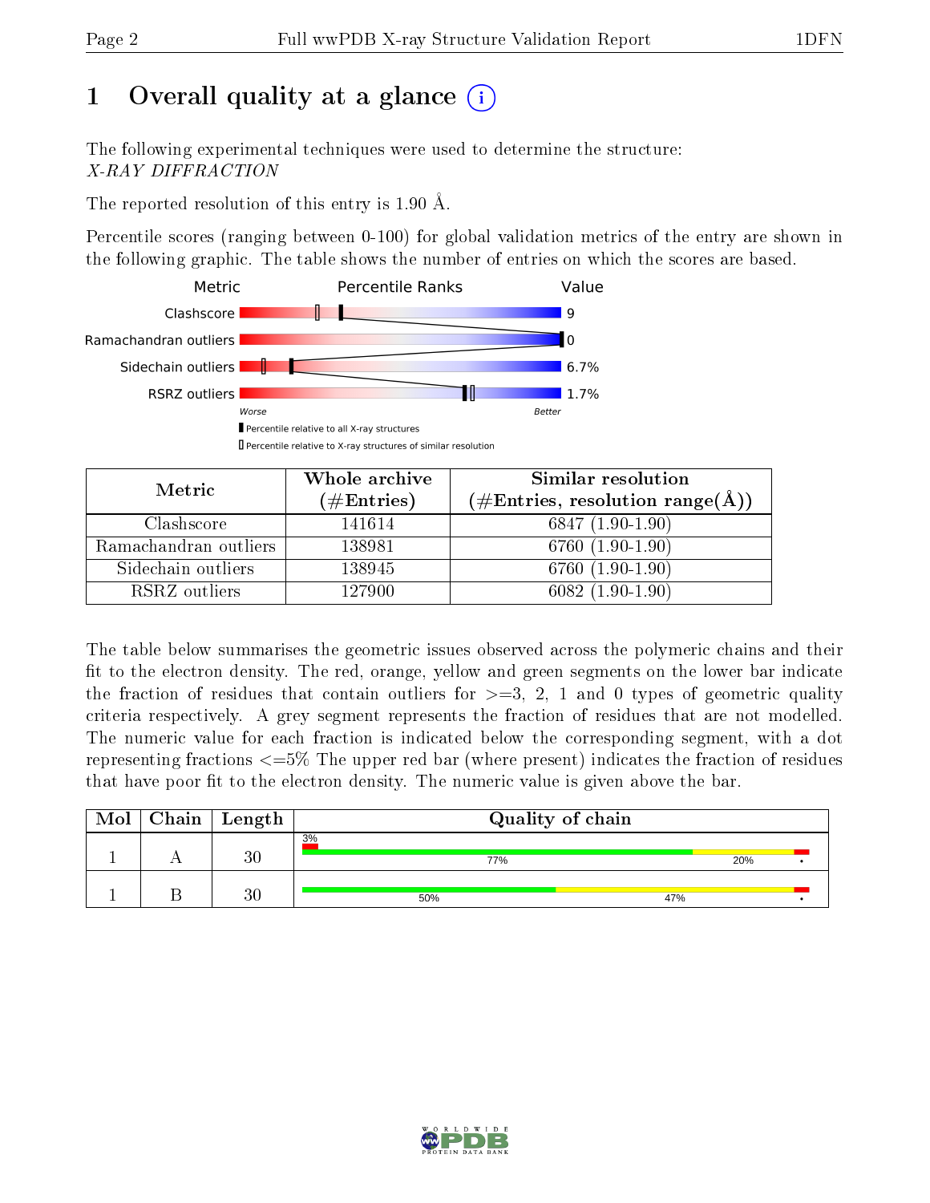# 1 Overall quality at a glance

The following experimental techniques were used to determine the structure:
*X-RAY DIFFRACTION*

The reported resolution of this entry is 1.90 Å.

Percentile scores (ranging between 0-100) for global validation metrics of the entry are shown in the following graphic. The table shows the number of entries on which the scores are based.

| Metric | Value |
|---|---|
| Clashscore | 9 |
| Ramachandran outliers | 0 |
| Sidechain outliers | 6.7% |
| RSRZ outliers | 1.7% |

| Metric | Whole archive (#Entries) | Similar resolution (#Entries, resolution range(Å)) |
|---|---|---|
| Clashscore | 141614 | 6847 (1.90-1.90) |
| Ramachandran outliers | 138981 | 6760 (1.90-1.90) |
| Sidechain outliers | 138945 | 6760 (1.90-1.90) |
| RSRZ outliers | 127900 | 6082 (1.90-1.90) |

The table below summarises the geometric issues observed across the polymeric chains and their fit to the electron density. The red, orange, yellow and green segments on the lower bar indicate the fraction of residues that contain outliers for >=3, 2, 1 and 0 types of geometric quality criteria respectively. A grey segment represents the fraction of residues that are not modelled. The numeric value for each fraction is indicated below the corresponding segment, with a dot representing fractions <=5% The upper red bar (where present) indicates the fraction of residues that have poor fit to the electron density. The numeric value is given above the bar.

| Mol | Chain | Length | Quality of chain |
|---|---|---|---|
| 1 | A | 30 | 3% / 77%, 20%, • |
| 1 | B | 30 | 50%, 47%, • |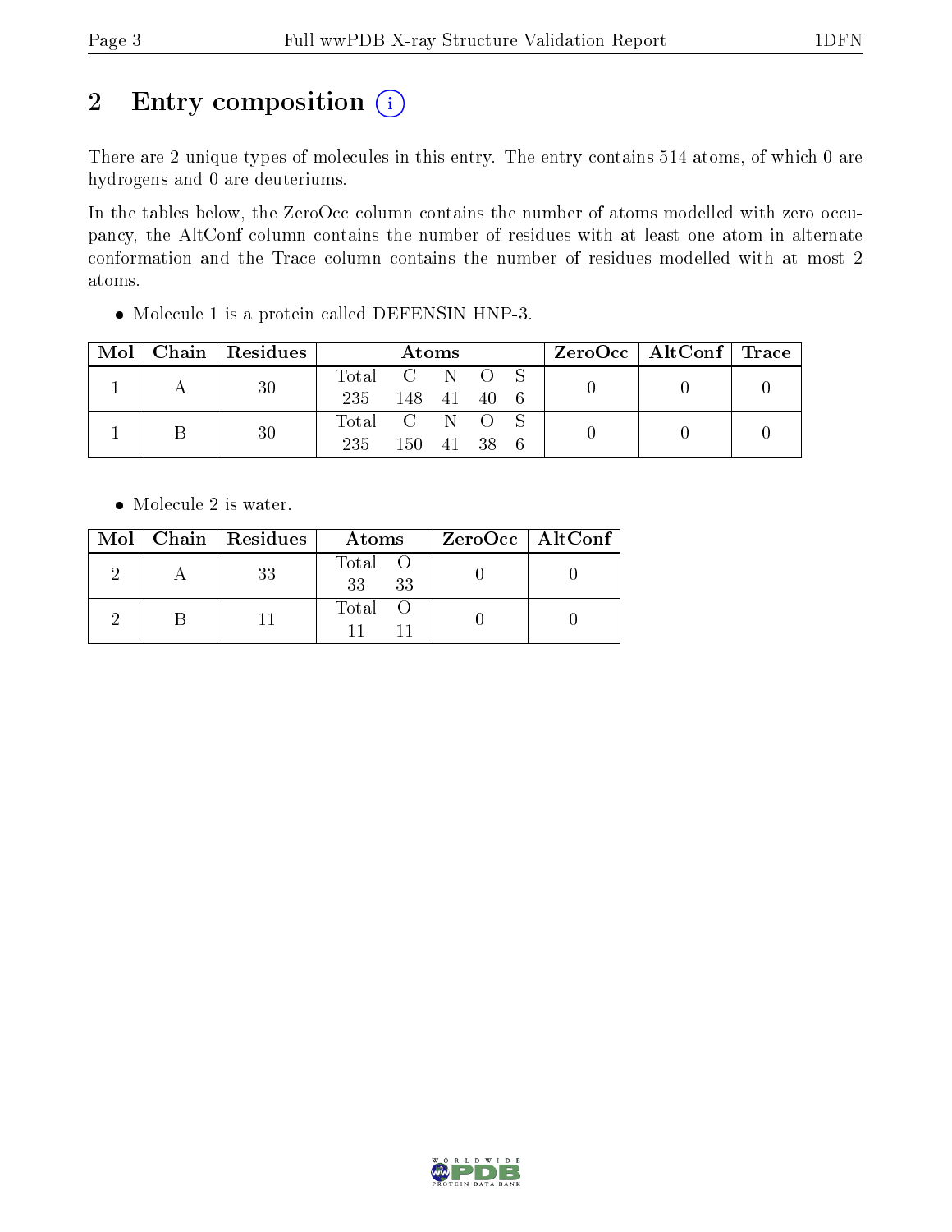# 2 Entry composition

There are 2 unique types of molecules in this entry. The entry contains 514 atoms, of which 0 are hydrogens and 0 are deuteriums.

In the tables below, the ZeroOcc column contains the number of atoms modelled with zero occupancy, the AltConf column contains the number of residues with at least one atom in alternate conformation and the Trace column contains the number of residues modelled with at most 2 atoms.

- Molecule 1 is a protein called DEFENSIN HNP-3.

| Mol | Chain | Residues | Atoms | | | | | ZeroOcc | AltConf | Trace |
|---|---|---|---|---|---|---|---|---|---|---|
| | | | Total | C | N | O | S | | | |
| 1 | A | 30 | 235 | 148 | 41 | 40 | 6 | 0 | 0 | 0 |
| 1 | B | 30 | 235 | 150 | 41 | 38 | 6 | 0 | 0 | 0 |

- Molecule 2 is water.

| Mol | Chain | Residues | Atoms | | ZeroOcc | AltConf |
|---|---|---|---|---|---|---|
| | | | Total | O | | |
| 2 | A | 33 | 33 | 33 | 0 | 0 |
| 2 | B | 11 | 11 | 11 | 0 | 0 |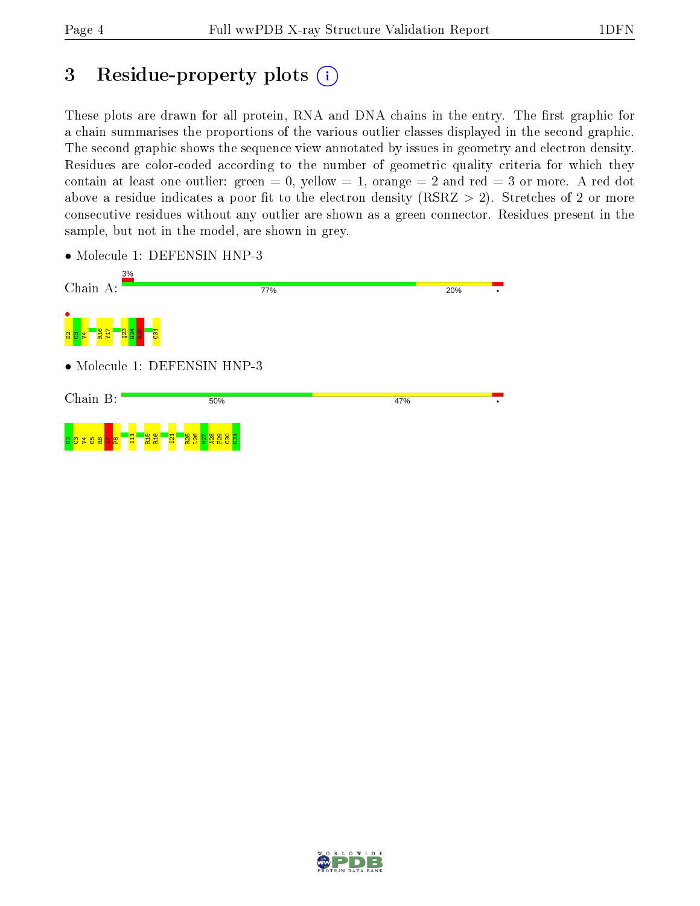# 3 Residue-property plots

These plots are drawn for all protein, RNA and DNA chains in the entry. The first graphic for a chain summarises the proportions of the various outlier classes displayed in the second graphic. The second graphic shows the sequence view annotated by issues in geometry and electron density. Residues are color-coded according to the number of geometric quality criteria for which they contain at least one outlier: green = 0, yellow = 1, orange = 2 and red = 3 or more. A red dot above a residue indicates a poor fit to the electron density (RSRZ > 2). Stretches of 2 or more consecutive residues without any outlier are shown as a green connector. Residues present in the sample, but not in the model, are shown in grey.

- Molecule 1: DEFENSIN HNP-3

Chain A: 3% | 77% | 20%

D2 C3 Y4 R16 Y17 Q23 G24 R25 C31

- Molecule 1: DEFENSIN HNP-3

Chain B: 50% | 47%

D2 C3 Y4 C5 R6 I7 P8 I11 R15 R16 I21 R25 L26 W27 A28 F29 C30 C31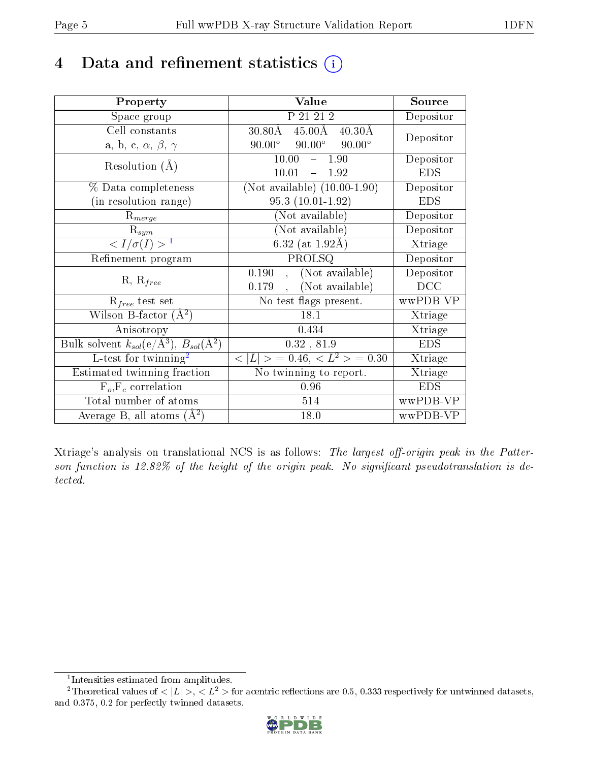# 4 Data and refinement statistics (i)

| Property | Value | Source |
|---|---|---|
| Space group | P 21 21 2 | Depositor |
| Cell constants<br>a, b, c, $\alpha$, $\beta$, $\gamma$ | 30.80Å 45.00Å 40.30Å<br>90.00° 90.00° 90.00° | Depositor |
| Resolution (Å) | 10.00 – 1.90<br>10.01 – 1.92 | Depositor<br>EDS |
| % Data completeness<br>(in resolution range) | (Not available) (10.00-1.90)<br>95.3 (10.01-1.92) | Depositor<br>EDS |
| $R_{merge}$ | (Not available) | Depositor |
| $R_{sym}$ | (Not available) | Depositor |
| $< I/\sigma(I) >$ [1] | 6.32 (at 1.92Å) | Xtriage |
| Refinement program | PROLSQ | Depositor |
| R, $R_{free}$ | 0.190 , (Not available)<br>0.179 , (Not available) | Depositor<br>DCC |
| $R_{free}$ test set | No test flags present. | wwPDB-VP |
| Wilson B-factor (Å$^2$) | 18.1 | Xtriage |
| Anisotropy | 0.434 | Xtriage |
| Bulk solvent $k_{sol}$(e/Å$^3$), $B_{sol}$(Å$^2$) | 0.32 , 81.9 | EDS |
| L-test for twinning[2] | $< \|L\| >$ = 0.46, $< L^2 >$ = 0.30 | Xtriage |
| Estimated twinning fraction | No twinning to report. | Xtriage |
| $F_o$,$F_c$ correlation | 0.96 | EDS |
| Total number of atoms | 514 | wwPDB-VP |
| Average B, all atoms (Å$^2$) | 18.0 | wwPDB-VP |

Xtriage's analysis on translational NCS is as follows: *The largest off-origin peak in the Patterson function is 12.82% of the height of the origin peak. No significant pseudotranslation is detected.*

[1] Intensities estimated from amplitudes.

[2] Theoretical values of $< |L| >$, $< L^2 >$ for acentric reflections are 0.5, 0.333 respectively for untwinned datasets, and 0.375, 0.2 for perfectly twinned datasets.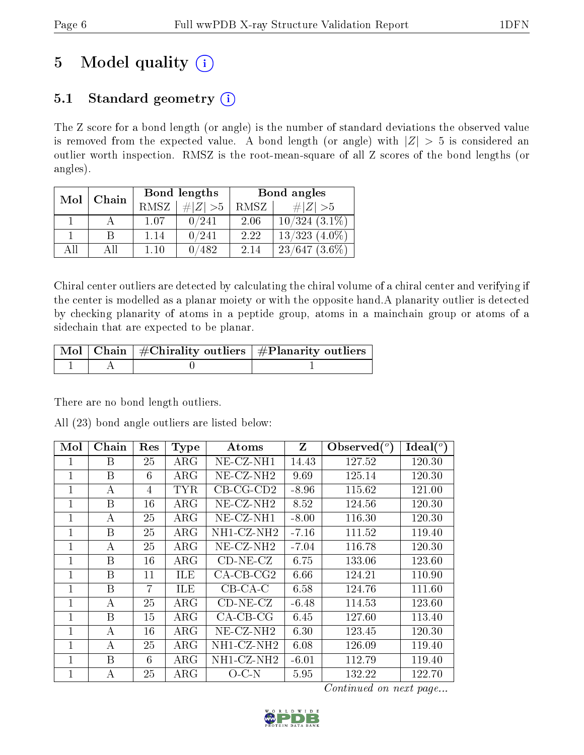# 5 Model quality

## 5.1 Standard geometry

The Z score for a bond length (or angle) is the number of standard deviations the observed value is removed from the expected value. A bond length (or angle) with $|Z| > 5$ is considered an outlier worth inspection. RMSZ is the root-mean-square of all Z scores of the bond lengths (or angles).

| Mol | Chain | Bond lengths | | Bond angles | |
|---|---|---|---|---|---|
| | | RMSZ | $\#\|Z\| > 5$ | RMSZ | $\#\|Z\| > 5$ |
| 1 | A | 1.07 | 0/241 | 2.06 | 10/324 (3.1%) |
| 1 | B | 1.14 | 0/241 | 2.22 | 13/323 (4.0%) |
| All | All | 1.10 | 0/482 | 2.14 | 23/647 (3.6%) |

Chiral center outliers are detected by calculating the chiral volume of a chiral center and verifying if the center is modelled as a planar moiety or with the opposite hand.A planarity outlier is detected by checking planarity of atoms in a peptide group, atoms in a mainchain group or atoms of a sidechain that are expected to be planar.

| Mol | Chain | #Chirality outliers | #Planarity outliers |
|---|---|---|---|
| 1 | A | 0 | 1 |

There are no bond length outliers.

All (23) bond angle outliers are listed below:

| Mol | Chain | Res | Type | Atoms | Z | Observed($^o$) | Ideal($^o$) |
|---|---|---|---|---|---|---|---|
| 1 | B | 25 | ARG | NE-CZ-NH1 | 14.43 | 127.52 | 120.30 |
| 1 | B | 6 | ARG | NE-CZ-NH2 | 9.69 | 125.14 | 120.30 |
| 1 | A | 4 | TYR | CB-CG-CD2 | -8.96 | 115.62 | 121.00 |
| 1 | B | 16 | ARG | NE-CZ-NH2 | 8.52 | 124.56 | 120.30 |
| 1 | A | 25 | ARG | NE-CZ-NH1 | -8.00 | 116.30 | 120.30 |
| 1 | B | 25 | ARG | NH1-CZ-NH2 | -7.16 | 111.52 | 119.40 |
| 1 | A | 25 | ARG | NE-CZ-NH2 | -7.04 | 116.78 | 120.30 |
| 1 | B | 16 | ARG | CD-NE-CZ | 6.75 | 133.06 | 123.60 |
| 1 | B | 11 | ILE | CA-CB-CG2 | 6.66 | 124.21 | 110.90 |
| 1 | B | 7 | ILE | CB-CA-C | 6.58 | 124.76 | 111.60 |
| 1 | A | 25 | ARG | CD-NE-CZ | -6.48 | 114.53 | 123.60 |
| 1 | B | 15 | ARG | CA-CB-CG | 6.45 | 127.60 | 113.40 |
| 1 | A | 16 | ARG | NE-CZ-NH2 | 6.30 | 123.45 | 120.30 |
| 1 | A | 25 | ARG | NH1-CZ-NH2 | 6.08 | 126.09 | 119.40 |
| 1 | B | 6 | ARG | NH1-CZ-NH2 | -6.01 | 112.79 | 119.40 |
| 1 | A | 25 | ARG | O-C-N | 5.95 | 132.22 | 122.70 |

*Continued on next page...*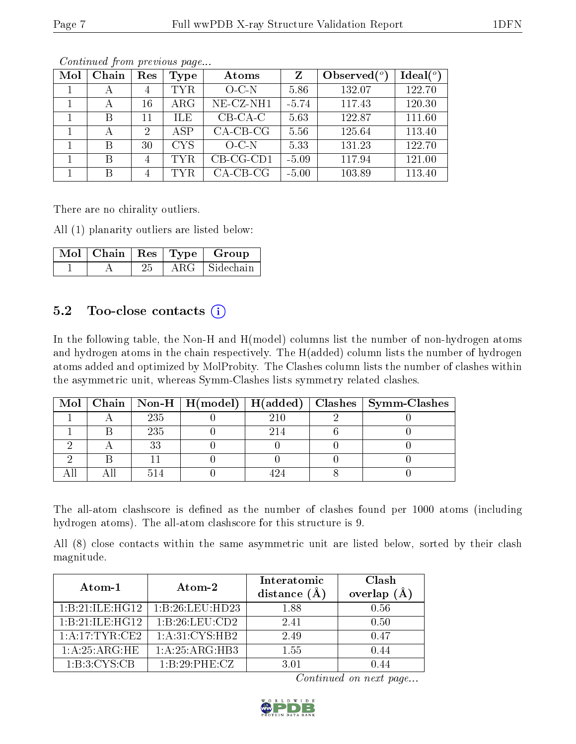*Continued from previous page...*

| Mol | Chain | Res | Type | Atoms | Z | Observed(°) | Ideal(°) |
|---|---|---|---|---|---|---|---|
| 1 | A | 4 | TYR | O-C-N | 5.86 | 132.07 | 122.70 |
| 1 | A | 16 | ARG | NE-CZ-NH1 | -5.74 | 117.43 | 120.30 |
| 1 | B | 11 | ILE | CB-CA-C | 5.63 | 122.87 | 111.60 |
| 1 | A | 2 | ASP | CA-CB-CG | 5.56 | 125.64 | 113.40 |
| 1 | B | 30 | CYS | O-C-N | 5.33 | 131.23 | 122.70 |
| 1 | B | 4 | TYR | CB-CG-CD1 | -5.09 | 117.94 | 121.00 |
| 1 | B | 4 | TYR | CA-CB-CG | -5.00 | 103.89 | 113.40 |

There are no chirality outliers.

All (1) planarity outliers are listed below:

| Mol | Chain | Res | Type | Group |
|---|---|---|---|---|
| 1 | A | 25 | ARG | Sidechain |

### 5.2 Too-close contacts

In the following table, the Non-H and H(model) columns list the number of non-hydrogen atoms and hydrogen atoms in the chain respectively. The H(added) column lists the number of hydrogen atoms added and optimized by MolProbity. The Clashes column lists the number of clashes within the asymmetric unit, whereas Symm-Clashes lists symmetry related clashes.

| Mol | Chain | Non-H | H(model) | H(added) | Clashes | Symm-Clashes |
|---|---|---|---|---|---|---|
| 1 | A | 235 | 0 | 210 | 2 | 0 |
| 1 | B | 235 | 0 | 214 | 6 | 0 |
| 2 | A | 33 | 0 | 0 | 0 | 0 |
| 2 | B | 11 | 0 | 0 | 0 | 0 |
| All | All | 514 | 0 | 424 | 8 | 0 |

The all-atom clashscore is defined as the number of clashes found per 1000 atoms (including hydrogen atoms). The all-atom clashscore for this structure is 9.

All (8) close contacts within the same asymmetric unit are listed below, sorted by their clash magnitude.

| Atom-1 | Atom-2 | Interatomic distance (Å) | Clash overlap (Å) |
|---|---|---|---|
| 1:B:21:ILE:HG12 | 1:B:26:LEU:HD23 | 1.88 | 0.56 |
| 1:B:21:ILE:HG12 | 1:B:26:LEU:CD2 | 2.41 | 0.50 |
| 1:A:17:TYR:CE2 | 1:A:31:CYS:HB2 | 2.49 | 0.47 |
| 1:A:25:ARG:HE | 1:A:25:ARG:HB3 | 1.55 | 0.44 |
| 1:B:3:CYS:CB | 1:B:29:PHE:CZ | 3.01 | 0.44 |

*Continued on next page...*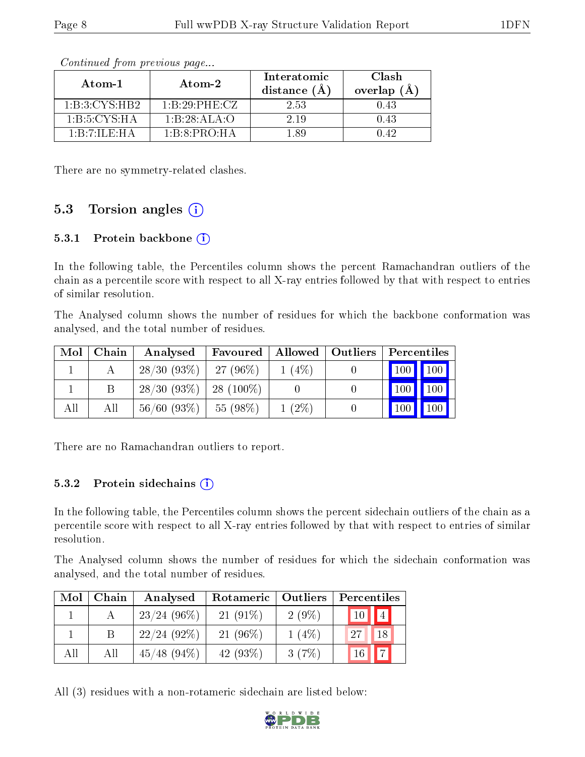*Continued from previous page...*

| Atom-1 | Atom-2 | Interatomic distance (Å) | Clash overlap (Å) |
|---|---|---|---|
| 1:B:3:CYS:HB2 | 1:B:29:PHE:CZ | 2.53 | 0.43 |
| 1:B:5:CYS:HA | 1:B:28:ALA:O | 2.19 | 0.43 |
| 1:B:7:ILE:HA | 1:B:8:PRO:HA | 1.89 | 0.42 |

There are no symmetry-related clashes.

## 5.3 Torsion angles

### 5.3.1 Protein backbone

In the following table, the Percentiles column shows the percent Ramachandran outliers of the chain as a percentile score with respect to all X-ray entries followed by that with respect to entries of similar resolution.

The Analysed column shows the number of residues for which the backbone conformation was analysed, and the total number of residues.

| Mol | Chain | Analysed | Favoured | Allowed | Outliers | Percentiles | |
|---|---|---|---|---|---|---|---|
| 1 | A | 28/30 (93%) | 27 (96%) | 1 (4%) | 0 | 100 | 100 |
| 1 | B | 28/30 (93%) | 28 (100%) | 0 | 0 | 100 | 100 |
| All | All | 56/60 (93%) | 55 (98%) | 1 (2%) | 0 | 100 | 100 |

There are no Ramachandran outliers to report.

### 5.3.2 Protein sidechains

In the following table, the Percentiles column shows the percent sidechain outliers of the chain as a percentile score with respect to all X-ray entries followed by that with respect to entries of similar resolution.

The Analysed column shows the number of residues for which the sidechain conformation was analysed, and the total number of residues.

| Mol | Chain | Analysed | Rotameric | Outliers | Percentiles | |
|---|---|---|---|---|---|---|
| 1 | A | 23/24 (96%) | 21 (91%) | 2 (9%) | 10 | 4 |
| 1 | B | 22/24 (92%) | 21 (96%) | 1 (4%) | 27 | 18 |
| All | All | 45/48 (94%) | 42 (93%) | 3 (7%) | 16 | 7 |

All (3) residues with a non-rotameric sidechain are listed below: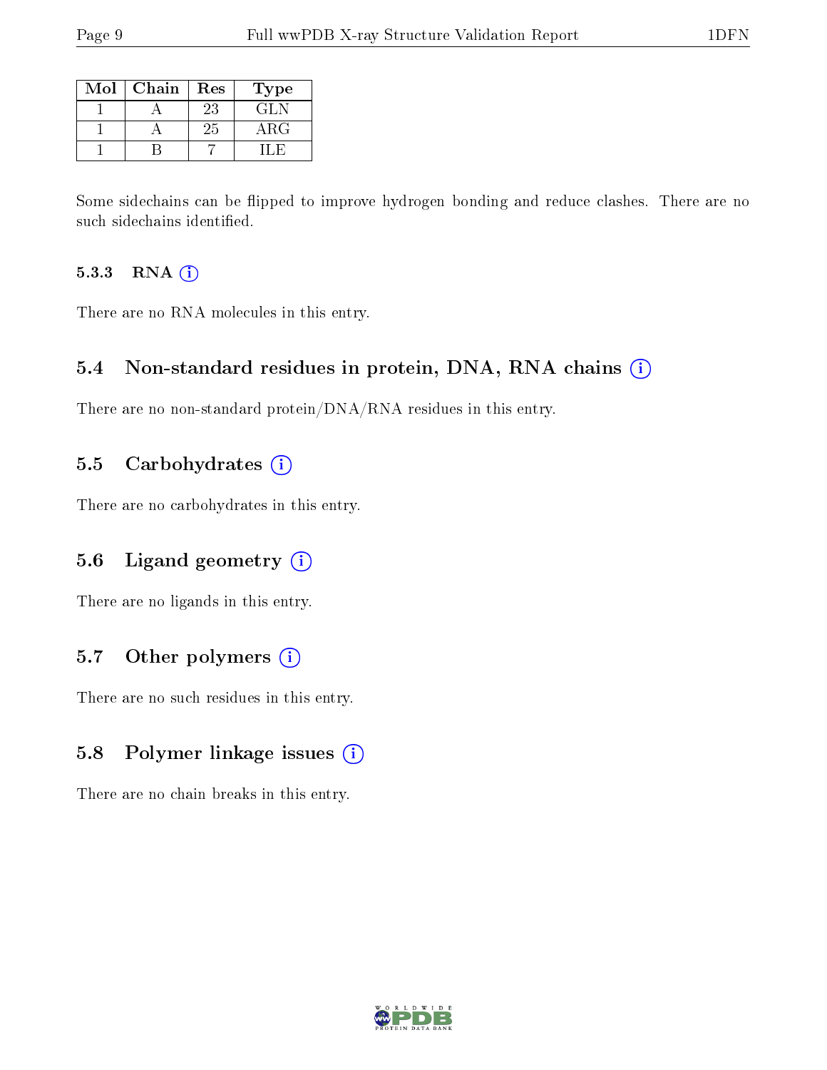| Mol | Chain | Res | Type |
|---|---|---|---|
| 1 | A | 23 | GLN |
| 1 | A | 25 | ARG |
| 1 | B | 7 | ILE |

Some sidechains can be flipped to improve hydrogen bonding and reduce clashes. There are no such sidechains identified.

#### 5.3.3 RNA (i)

There are no RNA molecules in this entry.

### 5.4 Non-standard residues in protein, DNA, RNA chains (i)

There are no non-standard protein/DNA/RNA residues in this entry.

### 5.5 Carbohydrates (i)

There are no carbohydrates in this entry.

### 5.6 Ligand geometry (i)

There are no ligands in this entry.

### 5.7 Other polymers (i)

There are no such residues in this entry.

### 5.8 Polymer linkage issues (i)

There are no chain breaks in this entry.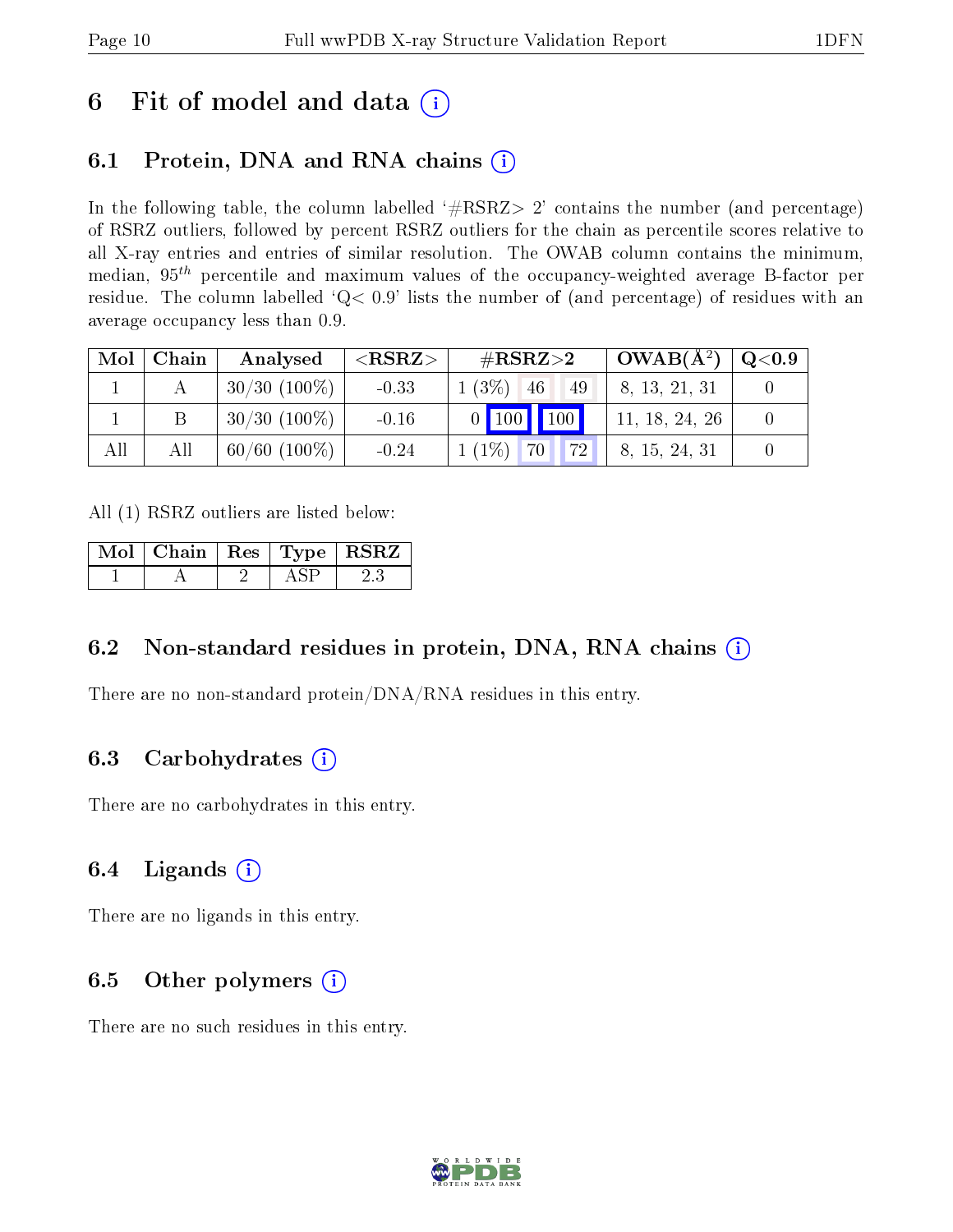# 6 Fit of model and data

## 6.1 Protein, DNA and RNA chains

In the following table, the column labelled '#RSRZ> 2' contains the number (and percentage) of RSRZ outliers, followed by percent RSRZ outliers for the chain as percentile scores relative to all X-ray entries and entries of similar resolution. The OWAB column contains the minimum, median, $95^{th}$ percentile and maximum values of the occupancy-weighted average B-factor per residue. The column labelled 'Q< 0.9' lists the number of (and percentage) of residues with an average occupancy less than 0.9.

| Mol | Chain | Analysed | <RSRZ> | #RSRZ>2 | | | OWAB(Å²) | Q<0.9 |
|---|---|---|---|---|---|---|---|---|
| 1 | A | 30/30 (100%) | -0.33 | 1 (3%) | 46 | 49 | 8, 13, 21, 31 | 0 |
| 1 | B | 30/30 (100%) | -0.16 | 0 | 100 | 100 | 11, 18, 24, 26 | 0 |
| All | All | 60/60 (100%) | -0.24 | 1 (1%) | 70 | 72 | 8, 15, 24, 31 | 0 |

All (1) RSRZ outliers are listed below:

| Mol | Chain | Res | Type | RSRZ |
|---|---|---|---|---|
| 1 | A | 2 | ASP | 2.3 |

## 6.2 Non-standard residues in protein, DNA, RNA chains

There are no non-standard protein/DNA/RNA residues in this entry.

## 6.3 Carbohydrates

There are no carbohydrates in this entry.

## 6.4 Ligands

There are no ligands in this entry.

## 6.5 Other polymers

There are no such residues in this entry.